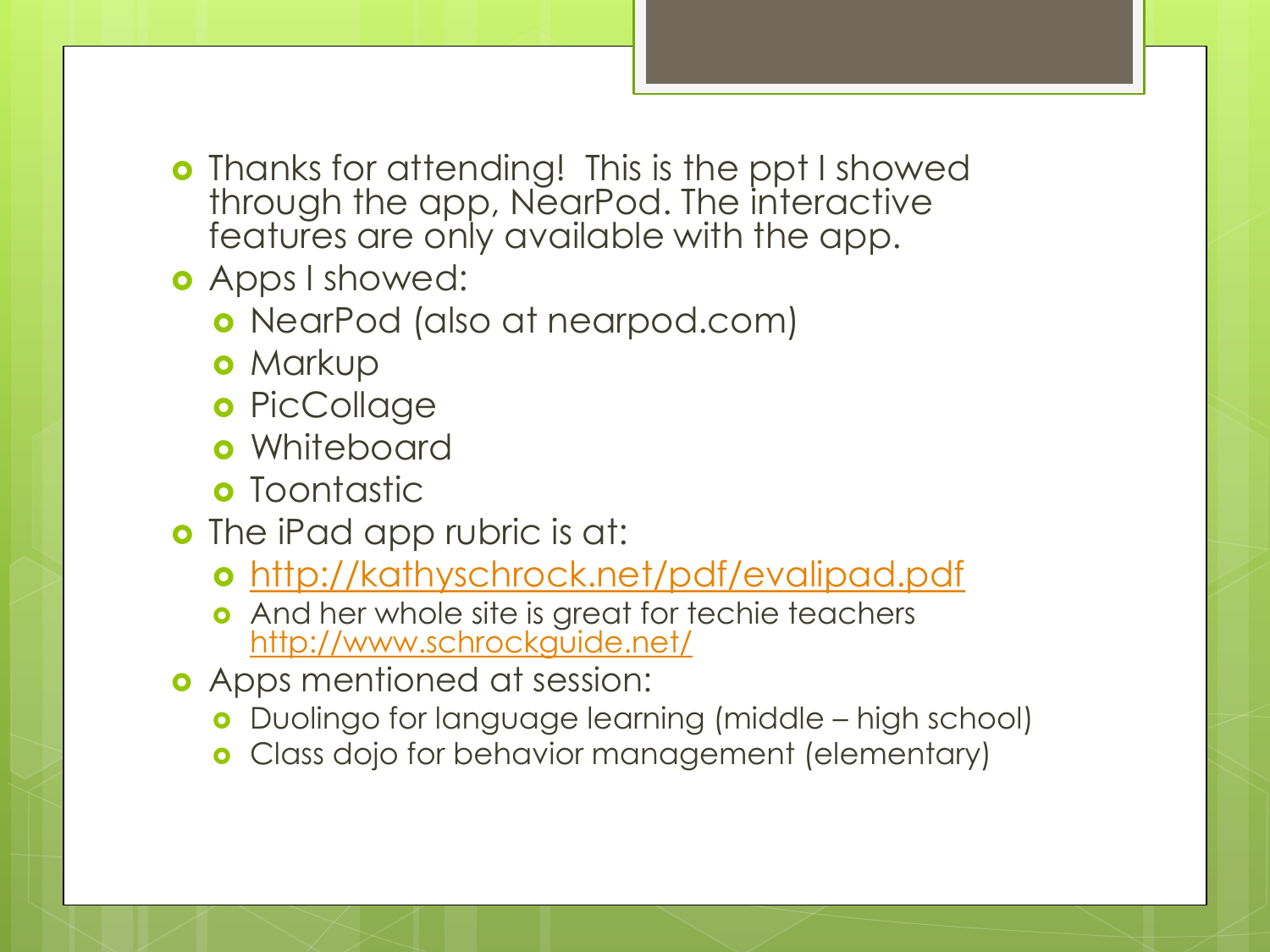- Thanks for attending! This is the ppt I showed through the app, NearPod. The interactive features are only available with the app.
- Apps I showed:
  - NearPod (also at nearpod.com)
  - Markup
  - PicCollage
  - Whiteboard
  - Toontastic
- The iPad app rubric is at:
  - http://kathyschrock.net/pdf/evalipad.pdf
  - And her whole site is great for techie teachers http://www.schrockguide.net/
- Apps mentioned at session:
  - Duolingo for language learning (middle – high school)
  - Class dojo for behavior management (elementary)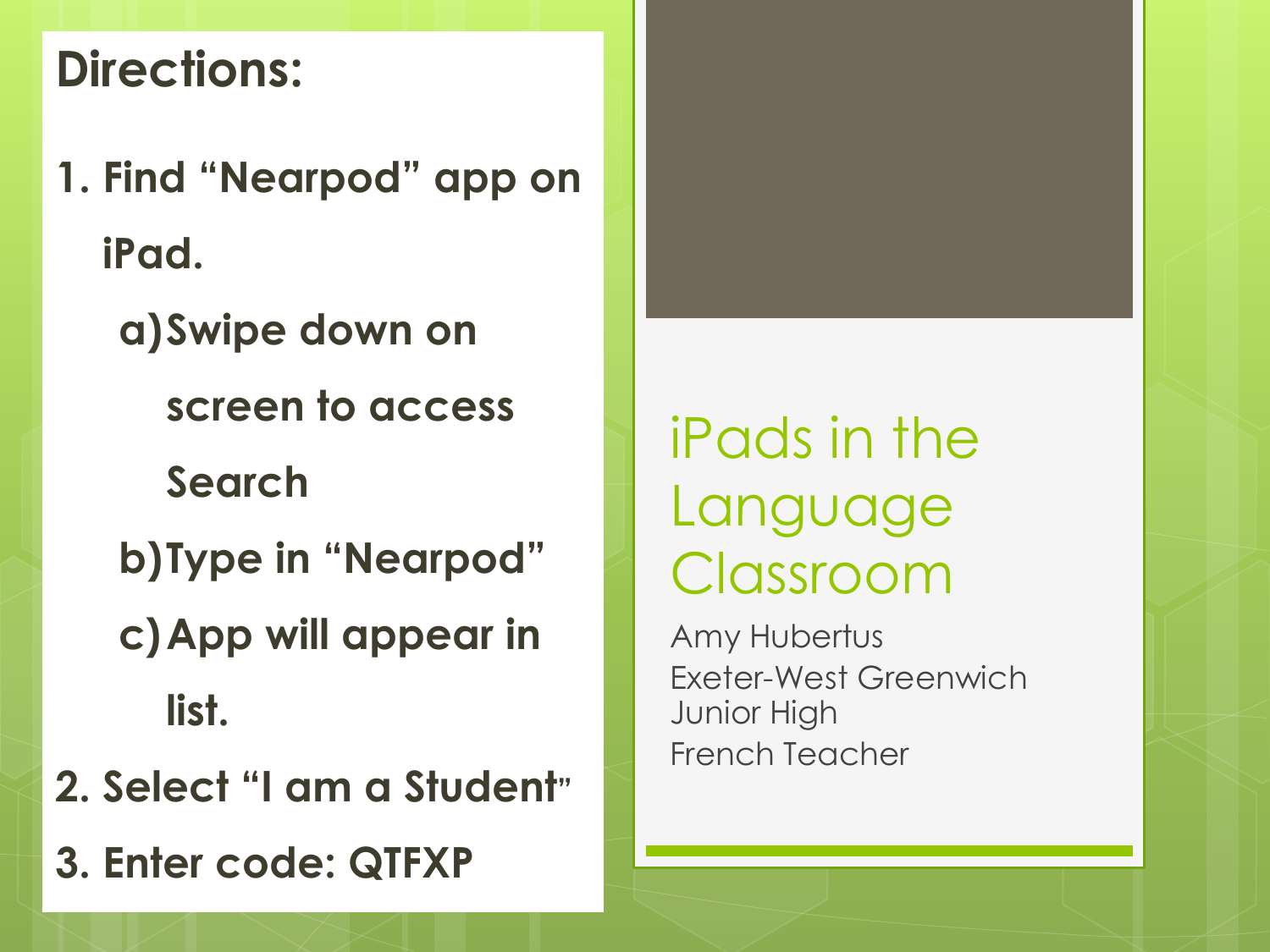## Directions:

1. Find "Nearpod" app on iPad.
   a) Swipe down on screen to access Search
   b) Type in "Nearpod"
   c) App will appear in list.
2. Select "I am a Student"
3. Enter code: QTFXP

# iPads in the Language Classroom

Amy Hubertus
Exeter-West Greenwich Junior High
French Teacher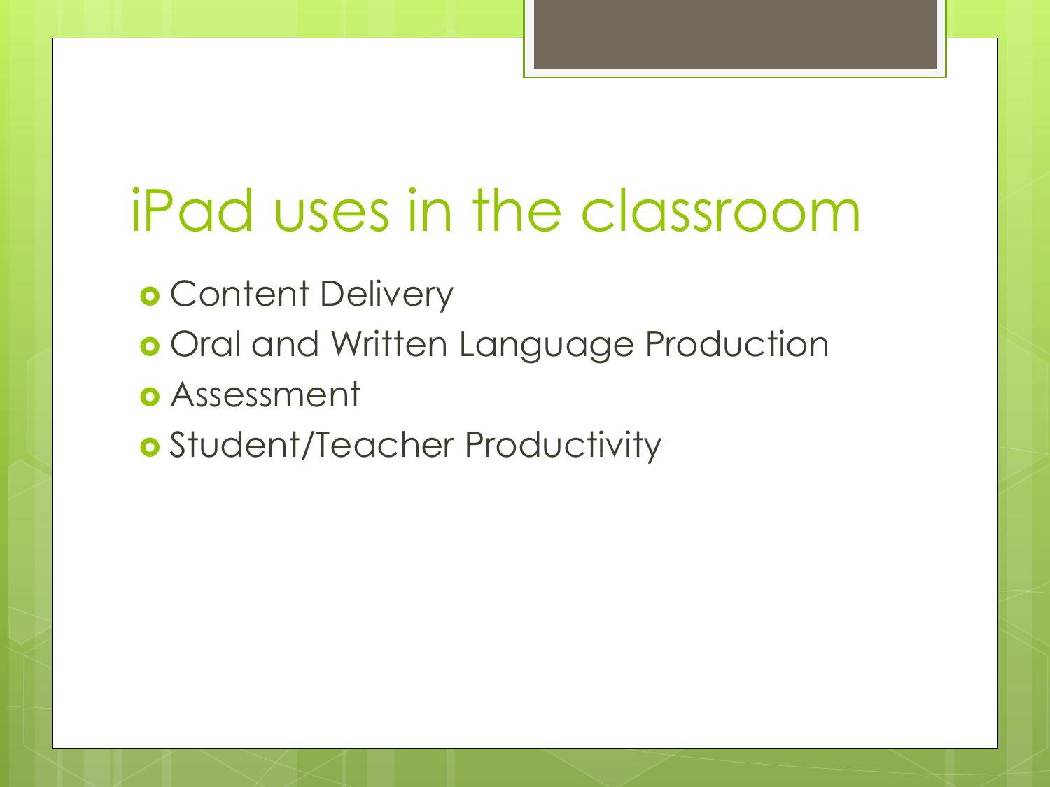# iPad uses in the classroom

- Content Delivery
- Oral and Written Language Production
- Assessment
- Student/Teacher Productivity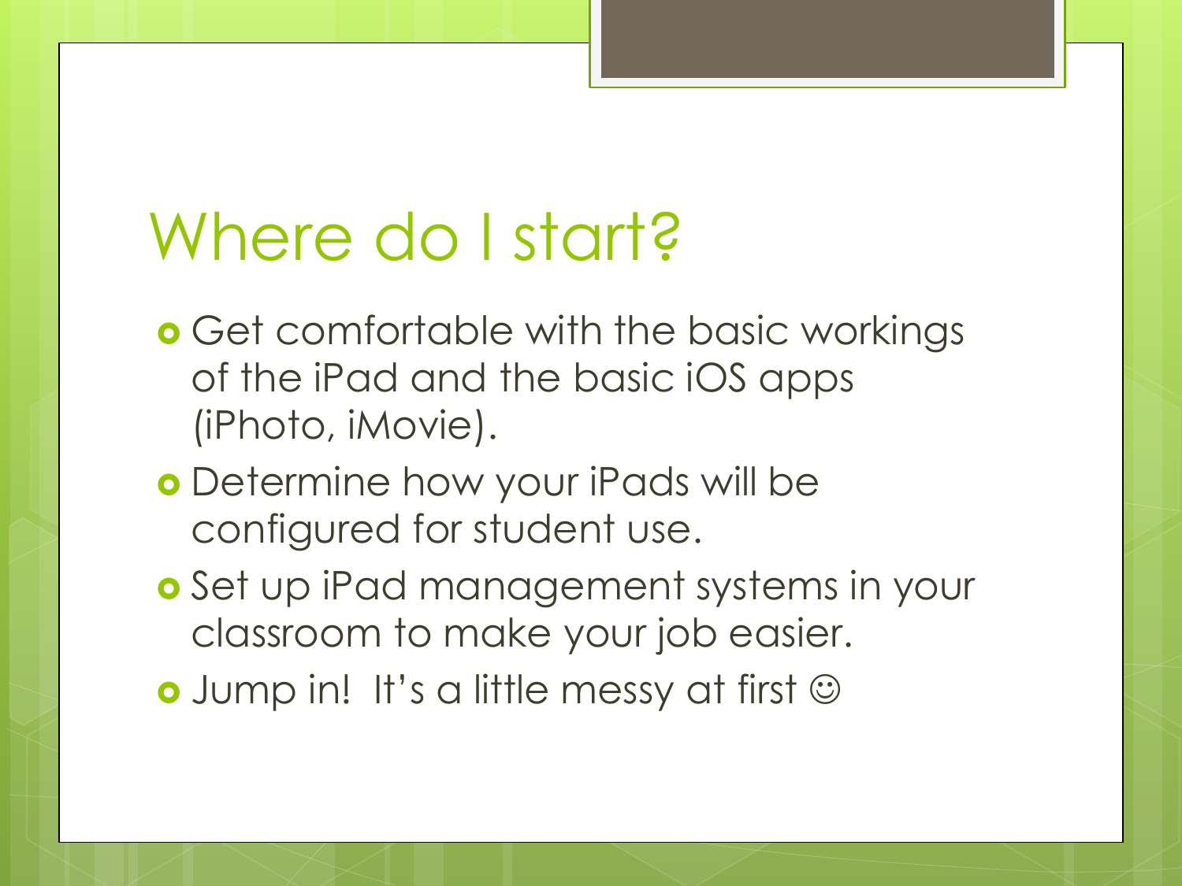# Where do I start?

- Get comfortable with the basic workings of the iPad and the basic iOS apps (iPhoto, iMovie).
- Determine how your iPads will be configured for student use.
- Set up iPad management systems in your classroom to make your job easier.
- Jump in! It's a little messy at first ☺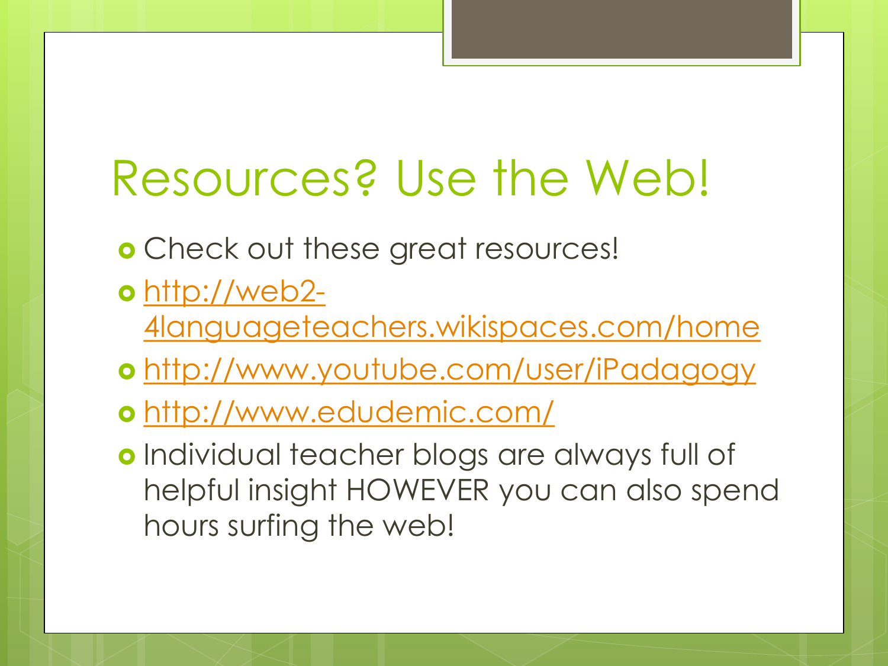# Resources? Use the Web!

- Check out these great resources!
- [http://web2-4languageteachers.wikispaces.com/home](http://web2-4languageteachers.wikispaces.com/home)
- [http://www.youtube.com/user/iPadagogy](http://www.youtube.com/user/iPadagogy)
- [http://www.edudemic.com/](http://www.edudemic.com/)
- Individual teacher blogs are always full of helpful insight HOWEVER you can also spend hours surfing the web!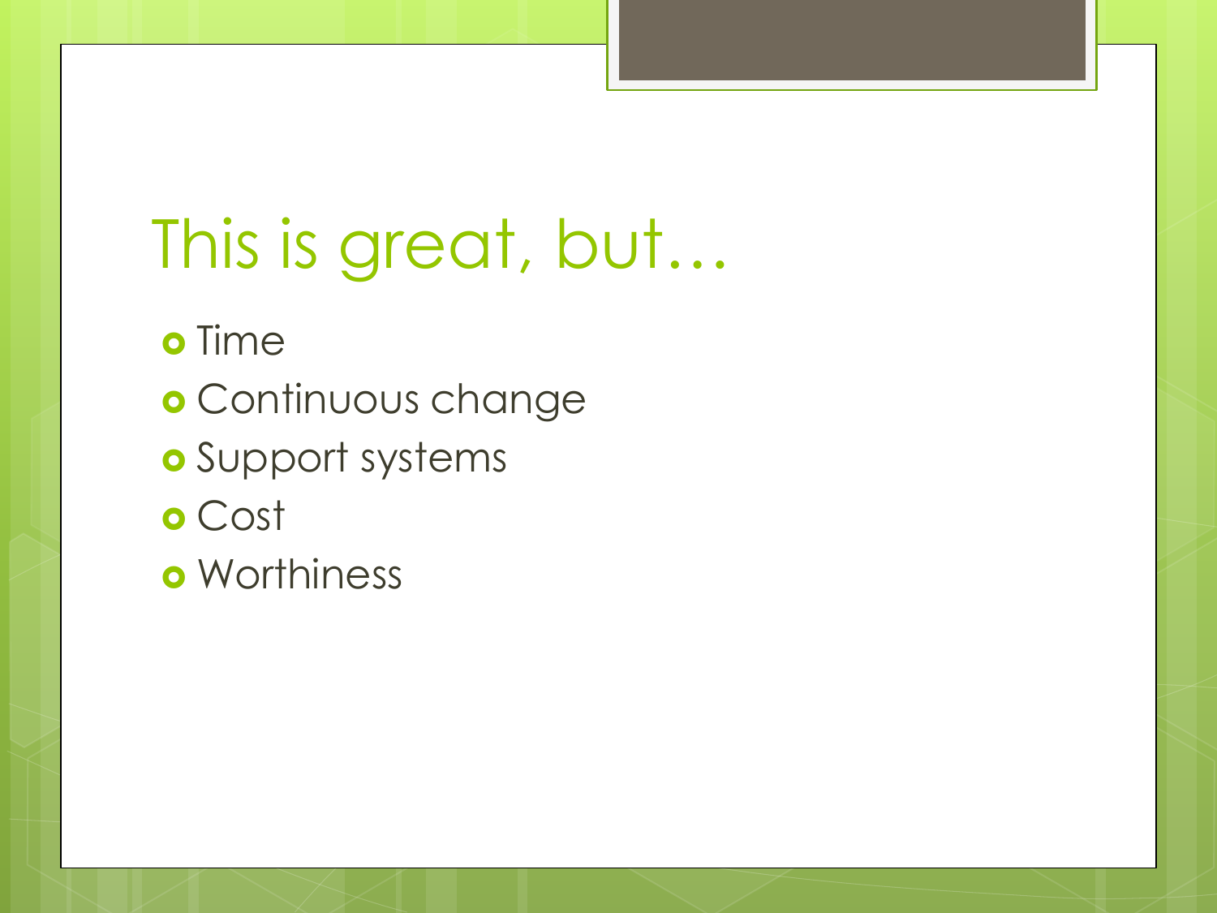# This is great, but…

- Time
- Continuous change
- Support systems
- Cost
- Worthiness